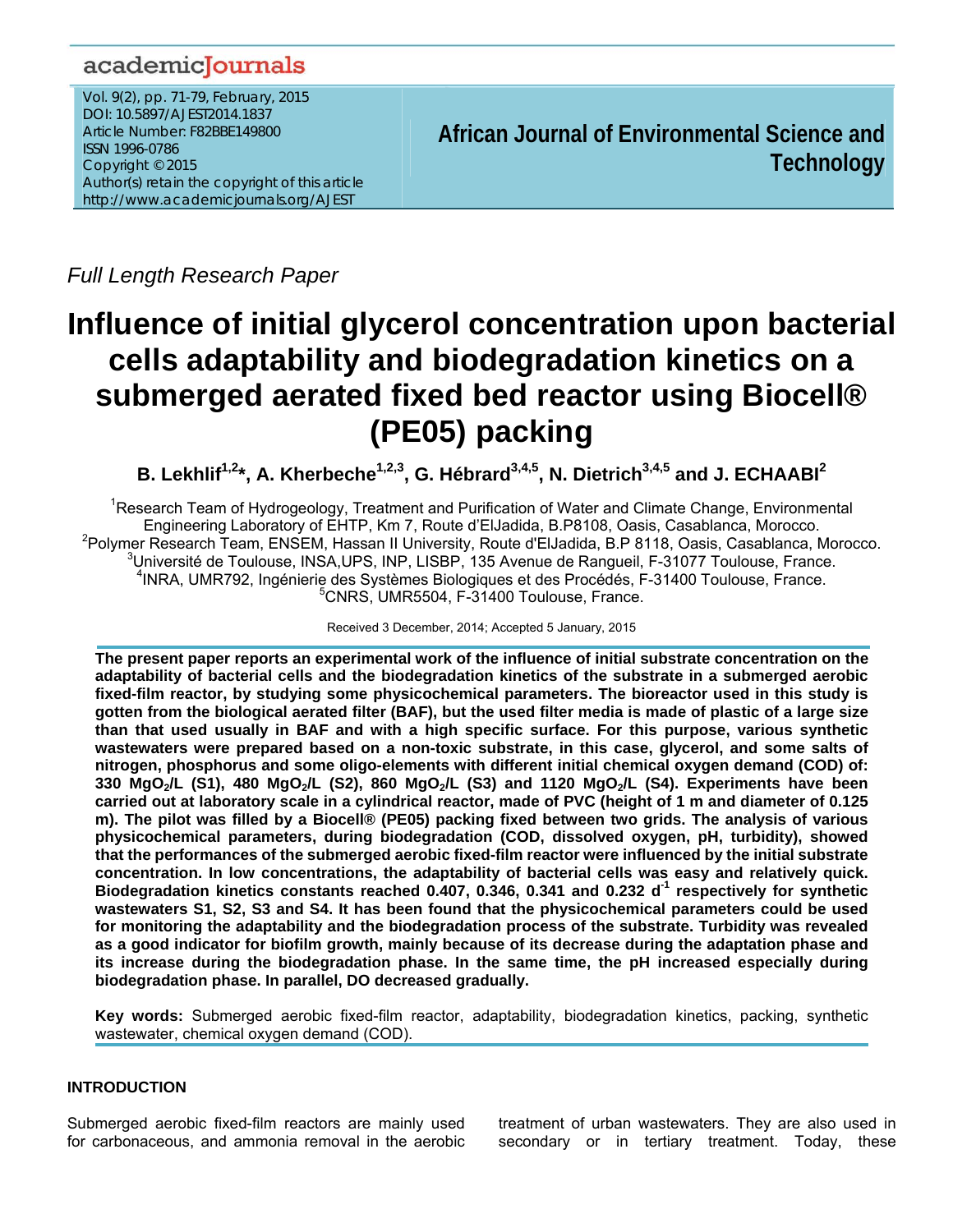academicJournals

Vol. 9(2), pp. 71-79, February, 2015
DOI: 10.5897/AJEST2014.1837
Article Number: F82BBE149800
ISSN 1996-0786
Copyright © 2015
Author(s) retain the copyright of this article
http://www.academicjournals.org/AJEST

**African Journal of Environmental Science and Technology**

*Full Length Research Paper*

# Influence of initial glycerol concentration upon bacterial cells adaptability and biodegradation kinetics on a submerged aerated fixed bed reactor using Biocell® (PE05) packing

**B. Lekhlif[1,2]\*, A. Kherbeche[1,2,3], G. Hébrard[3,4,5], N. Dietrich[3,4,5] and J. ECHAABI[2]**

[1]Research Team of Hydrogeology, Treatment and Purification of Water and Climate Change, Environmental Engineering Laboratory of EHTP, Km 7, Route d'ElJadida, B.P8108, Oasis, Casablanca, Morocco.
[2]Polymer Research Team, ENSEM, Hassan II University, Route d'ElJadida, B.P 8118, Oasis, Casablanca, Morocco.
[3]Université de Toulouse, INSA,UPS, INP, LISBP, 135 Avenue de Rangueil, F-31077 Toulouse, France.
[4]INRA, UMR792, Ingénierie des Systèmes Biologiques et des Procédés, F-31400 Toulouse, France.
[5]CNRS, UMR5504, F-31400 Toulouse, France.

Received 3 December, 2014; Accepted 5 January, 2015

**The present paper reports an experimental work of the influence of initial substrate concentration on the adaptability of bacterial cells and the biodegradation kinetics of the substrate in a submerged aerobic fixed-film reactor, by studying some physicochemical parameters. The bioreactor used in this study is gotten from the biological aerated filter (BAF), but the used filter media is made of plastic of a large size than that used usually in BAF and with a high specific surface. For this purpose, various synthetic wastewaters were prepared based on a non-toxic substrate, in this case, glycerol, and some salts of nitrogen, phosphorus and some oligo-elements with different initial chemical oxygen demand (COD) of: 330 $MgO_2$/L (S1), 480 $MgO_2$/L (S2), 860 $MgO_2$/L (S3) and 1120 $MgO_2$/L (S4). Experiments have been carried out at laboratory scale in a cylindrical reactor, made of PVC (height of 1 m and diameter of 0.125 m). The pilot was filled by a Biocell® (PE05) packing fixed between two grids. The analysis of various physicochemical parameters, during biodegradation (COD, dissolved oxygen, pH, turbidity), showed that the performances of the submerged aerobic fixed-film reactor were influenced by the initial substrate concentration. In low concentrations, the adaptability of bacterial cells was easy and relatively quick. Biodegradation kinetics constants reached 0.407, 0.346, 0.341 and 0.232 $d^{-1}$ respectively for synthetic wastewaters S1, S2, S3 and S4. It has been found that the physicochemical parameters could be used for monitoring the adaptability and the biodegradation process of the substrate. Turbidity was revealed as a good indicator for biofilm growth, mainly because of its decrease during the adaptation phase and its increase during the biodegradation phase. In the same time, the pH increased especially during biodegradation phase. In parallel, DO decreased gradually.**

**Key words:** Submerged aerobic fixed-film reactor, adaptability, biodegradation kinetics, packing, synthetic wastewater, chemical oxygen demand (COD).

## INTRODUCTION

Submerged aerobic fixed-film reactors are mainly used for carbonaceous, and ammonia removal in the aerobic treatment of urban wastewaters. They are also used in secondary or in tertiary treatment. Today, these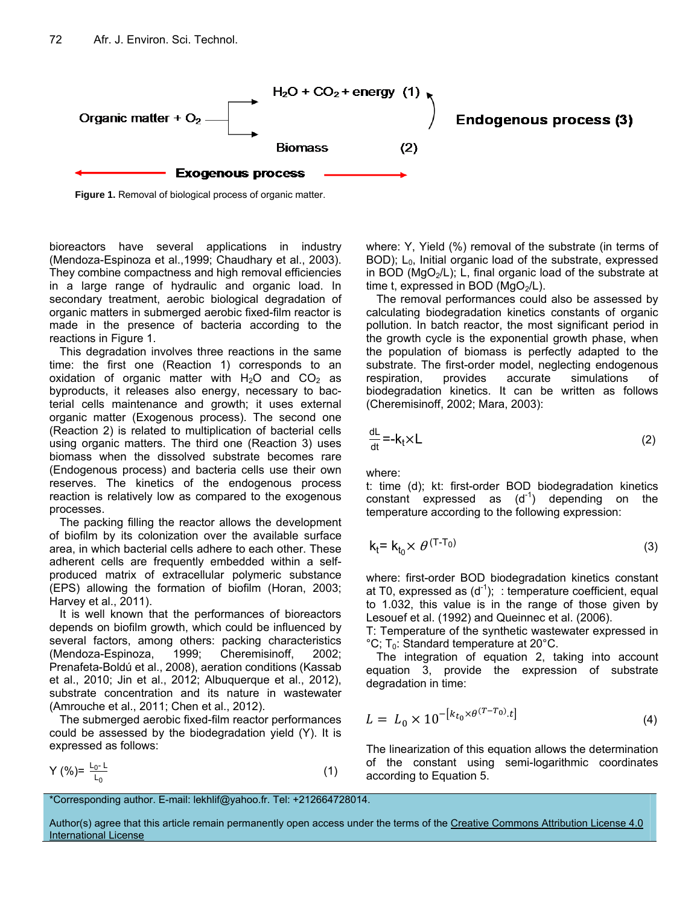Organic matter + $O_2$ → $H_2O$ + $CO_2$ + energy (1) / Biomass (2) — Endogenous process (3) — Exogenous process

**Figure 1.** Removal of biological process of organic matter.

bioreactors have several applications in industry (Mendoza-Espinoza et al.,1999; Chaudhary et al., 2003). They combine compactness and high removal efficiencies in a large range of hydraulic and organic load. In secondary treatment, aerobic biological degradation of organic matters in submerged aerobic fixed-film reactor is made in the presence of bacteria according to the reactions in Figure 1.

This degradation involves three reactions in the same time: the first one (Reaction 1) corresponds to an oxidation of organic matter with $H_2O$ and $CO_2$ as byproducts, it releases also energy, necessary to bacterial cells maintenance and growth; it uses external organic matter (Exogenous process). The second one (Reaction 2) is related to multiplication of bacterial cells using organic matters. The third one (Reaction 3) uses biomass when the dissolved substrate becomes rare (Endogenous process) and bacteria cells use their own reserves. The kinetics of the endogenous process reaction is relatively low as compared to the exogenous processes.

The packing filling the reactor allows the development of biofilm by its colonization over the available surface area, in which bacterial cells adhere to each other. These adherent cells are frequently embedded within a self-produced matrix of extracellular polymeric substance (EPS) allowing the formation of biofilm (Horan, 2003; Harvey et al., 2011).

It is well known that the performances of bioreactors depends on biofilm growth, which could be influenced by several factors, among others: packing characteristics (Mendoza-Espinoza, 1999; Cheremisinoff, 2002; Prenafeta-Boldú et al., 2008), aeration conditions (Kassab et al., 2010; Jin et al., 2012; Albuquerque et al., 2012), substrate concentration and its nature in wastewater (Amrouche et al., 2011; Chen et al., 2012).

The submerged aerobic fixed-film reactor performances could be assessed by the biodegradation yield (Y). It is expressed as follows:

$$Y(\%) = \frac{L_0 - L}{L_0} \qquad (1)$$

where: Y, Yield (%) removal of the substrate (in terms of BOD); $L_0$, Initial organic load of the substrate, expressed in BOD ($MgO_2/L$); L, final organic load of the substrate at time t, expressed in BOD ($MgO_2/L$).

The removal performances could also be assessed by calculating biodegradation kinetics constants of organic pollution. In batch reactor, the most significant period in the growth cycle is the exponential growth phase, when the population of biomass is perfectly adapted to the substrate. The first-order model, neglecting endogenous respiration, provides accurate simulations of biodegradation kinetics. It can be written as follows (Cheremisinoff, 2002; Mara, 2003):

$$\frac{dL}{dt} = -k_t \times L \qquad (2)$$

where:

t: time (d); kt: first-order BOD biodegradation kinetics constant expressed as ($d^{-1}$) depending on the temperature according to the following expression:

$$k_t = k_{t_0} \times \theta^{(T-T_0)} \qquad (3)$$

where: first-order BOD biodegradation kinetics constant at T0, expressed as ($d^{-1}$); : temperature coefficient, equal to 1.032, this value is in the range of those given by Lesouef et al. (1992) and Queinnec et al. (2006).

T: Temperature of the synthetic wastewater expressed in °C; $T_0$: Standard temperature at 20°C.

The integration of equation 2, taking into account equation 3, provide the expression of substrate degradation in time:

$$L = L_0 \times 10^{-\left[k_{t_0} \times \theta^{(T-T_0)} . t\right]} \qquad (4)$$

The linearization of this equation allows the determination of the constant using semi-logarithmic coordinates according to Equation 5.

*Corresponding author. E-mail: lekhlif@yahoo.fr. Tel: +212664728014.

Author(s) agree that this article remain permanently open access under the terms of the Creative Commons Attribution License 4.0 International License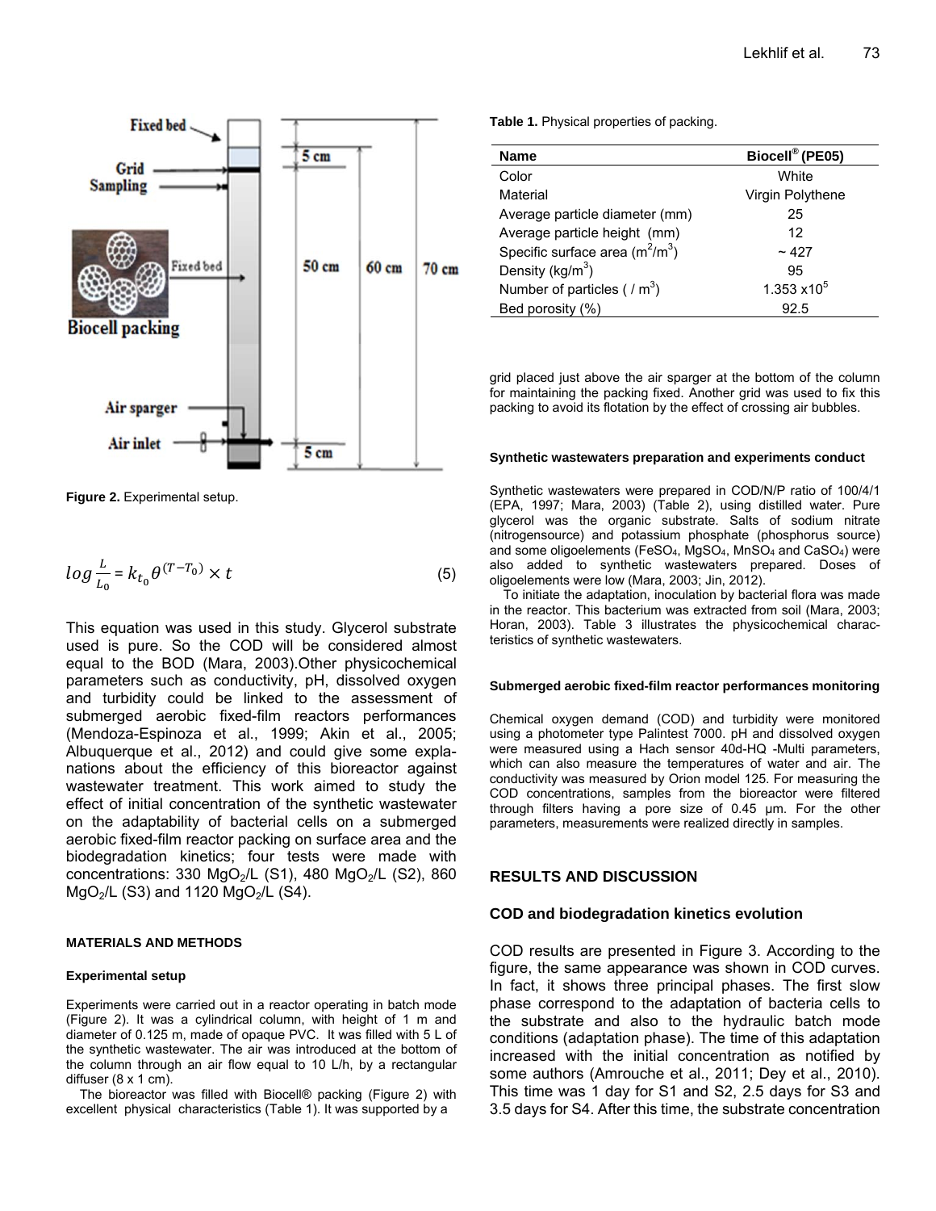Figure 2. Experimental setup.

$$log \frac{L}{L_0} = k_{t_0} \theta^{(T-T_0)} \times t \quad (5)$$

This equation was used in this study. Glycerol substrate used is pure. So the COD will be considered almost equal to the BOD (Mara, 2003).Other physicochemical parameters such as conductivity, pH, dissolved oxygen and turbidity could be linked to the assessment of submerged aerobic fixed-film reactors performances (Mendoza-Espinoza et al., 1999; Akin et al., 2005; Albuquerque et al., 2012) and could give some explanations about the efficiency of this bioreactor against wastewater treatment. This work aimed to study the effect of initial concentration of the synthetic wastewater on the adaptability of bacterial cells on a submerged aerobic fixed-film reactor packing on surface area and the biodegradation kinetics; four tests were made with concentrations: 330 $MgO_2/L$ (S1), 480 $MgO_2/L$ (S2), 860 $MgO_2/L$ (S3) and 1120 $MgO_2/L$ (S4).

## MATERIALS AND METHODS

### Experimental setup

Experiments were carried out in a reactor operating in batch mode (Figure 2). It was a cylindrical column, with height of 1 m and diameter of 0.125 m, made of opaque PVC. It was filled with 5 L of the synthetic wastewater. The air was introduced at the bottom of the column through an air flow equal to 10 L/h, by a rectangular diffuser (8 x 1 cm).

The bioreactor was filled with Biocell® packing (Figure 2) with excellent physical characteristics (Table 1). It was supported by a grid placed just above the air sparger at the bottom of the column for maintaining the packing fixed. Another grid was used to fix this packing to avoid its flotation by the effect of crossing air bubbles.

**Table 1.** Physical properties of packing.

| Name | Biocell® (PE05) |
|---|---|
| Color | White |
| Material | Virgin Polythene |
| Average particle diameter (mm) | 25 |
| Average particle height (mm) | 12 |
| Specific surface area ($m^2/m^3$) | ~ 427 |
| Density ($kg/m^3$) | 95 |
| Number of particles ( / $m^3$) | 1.353 x$10^5$ |
| Bed porosity (%) | 92.5 |

### Synthetic wastewaters preparation and experiments conduct

Synthetic wastewaters were prepared in COD/N/P ratio of 100/4/1 (EPA, 1997; Mara, 2003) (Table 2), using distilled water. Pure glycerol was the organic substrate. Salts of sodium nitrate (nitrogensource) and potassium phosphate (phosphorus source) and some oligoelements ($FeSO_4$, $MgSO_4$, $MnSO_4$ and $CaSO_4$) were also added to synthetic wastewaters prepared. Doses of oligoelements were low (Mara, 2003; Jin, 2012).

To initiate the adaptation, inoculation by bacterial flora was made in the reactor. This bacterium was extracted from soil (Mara, 2003; Horan, 2003). Table 3 illustrates the physicochemical characteristics of synthetic wastewaters.

### Submerged aerobic fixed-film reactor performances monitoring

Chemical oxygen demand (COD) and turbidity were monitored using a photometer type Palintest 7000. pH and dissolved oxygen were measured using a Hach sensor 40d-HQ -Multi parameters, which can also measure the temperatures of water and air. The conductivity was measured by Orion model 125. For measuring the COD concentrations, samples from the bioreactor were filtered through filters having a pore size of 0.45 µm. For the other parameters, measurements were realized directly in samples.

## RESULTS AND DISCUSSION

### COD and biodegradation kinetics evolution

COD results are presented in Figure 3. According to the figure, the same appearance was shown in COD curves. In fact, it shows three principal phases. The first slow phase correspond to the adaptation of bacteria cells to the substrate and also to the hydraulic batch mode conditions (adaptation phase). The time of this adaptation increased with the initial concentration as notified by some authors (Amrouche et al., 2011; Dey et al., 2010). This time was 1 day for S1 and S2, 2.5 days for S3 and 3.5 days for S4. After this time, the substrate concentration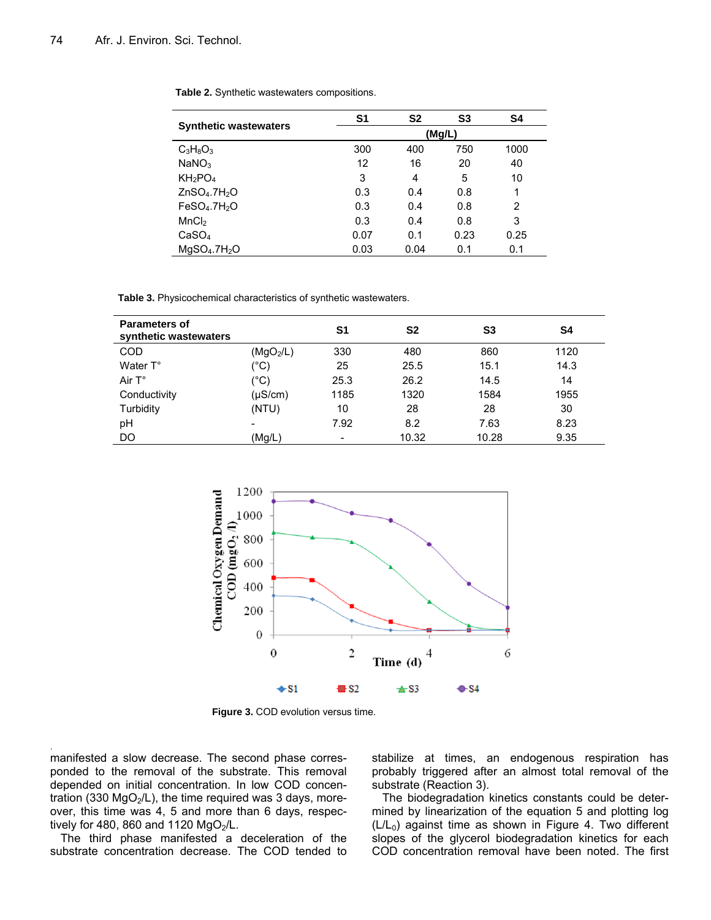**Table 2.** Synthetic wastewaters compositions.

| Synthetic wastewaters | S1 | S2 | S3 | S4 |
|---|---|---|---|---|
| | (Mg/L) | | | |
| $C_3H_8O_3$ | 300 | 400 | 750 | 1000 |
| $NaNO_3$ | 12 | 16 | 20 | 40 |
| $KH_2PO_4$ | 3 | 4 | 5 | 10 |
| $ZnSO_4.7H_2O$ | 0.3 | 0.4 | 0.8 | 1 |
| $FeSO_4.7H_2O$ | 0.3 | 0.4 | 0.8 | 2 |
| $MnCl_2$ | 0.3 | 0.4 | 0.8 | 3 |
| $CaSO_4$ | 0.07 | 0.1 | 0.23 | 0.25 |
| $MgSO_4.7H_2O$ | 0.03 | 0.04 | 0.1 | 0.1 |

**Table 3.** Physicochemical characteristics of synthetic wastewaters.

| Parameters of synthetic wastewaters | | S1 | S2 | S3 | S4 |
|---|---|---|---|---|---|
| COD | ($MgO_2$/L) | 330 | 480 | 860 | 1120 |
| Water T° | (°C) | 25 | 25.5 | 15.1 | 14.3 |
| Air T° | (°C) | 25.3 | 26.2 | 14.5 | 14 |
| Conductivity | (µS/cm) | 1185 | 1320 | 1584 | 1955 |
| Turbidity | (NTU) | 10 | 28 | 28 | 30 |
| pH | - | 7.92 | 8.2 | 7.63 | 8.23 |
| DO | (Mg/L) | - | 10.32 | 10.28 | 9.35 |

**Figure 3.** COD evolution versus time.

manifested a slow decrease. The second phase corresponded to the removal of the substrate. This removal depended on initial concentration. In low COD concentration (330 $MgO_2$/L), the time required was 3 days, moreover, this time was 4, 5 and more than 6 days, respectively for 480, 860 and 1120 $MgO_2$/L.

The third phase manifested a deceleration of the substrate concentration decrease. The COD tended to stabilize at times, an endogenous respiration has probably triggered after an almost total removal of the substrate (Reaction 3).

The biodegradation kinetics constants could be determined by linearization of the equation 5 and plotting log ($L/L_0$) against time as shown in Figure 4. Two different slopes of the glycerol biodegradation kinetics for each COD concentration removal have been noted. The first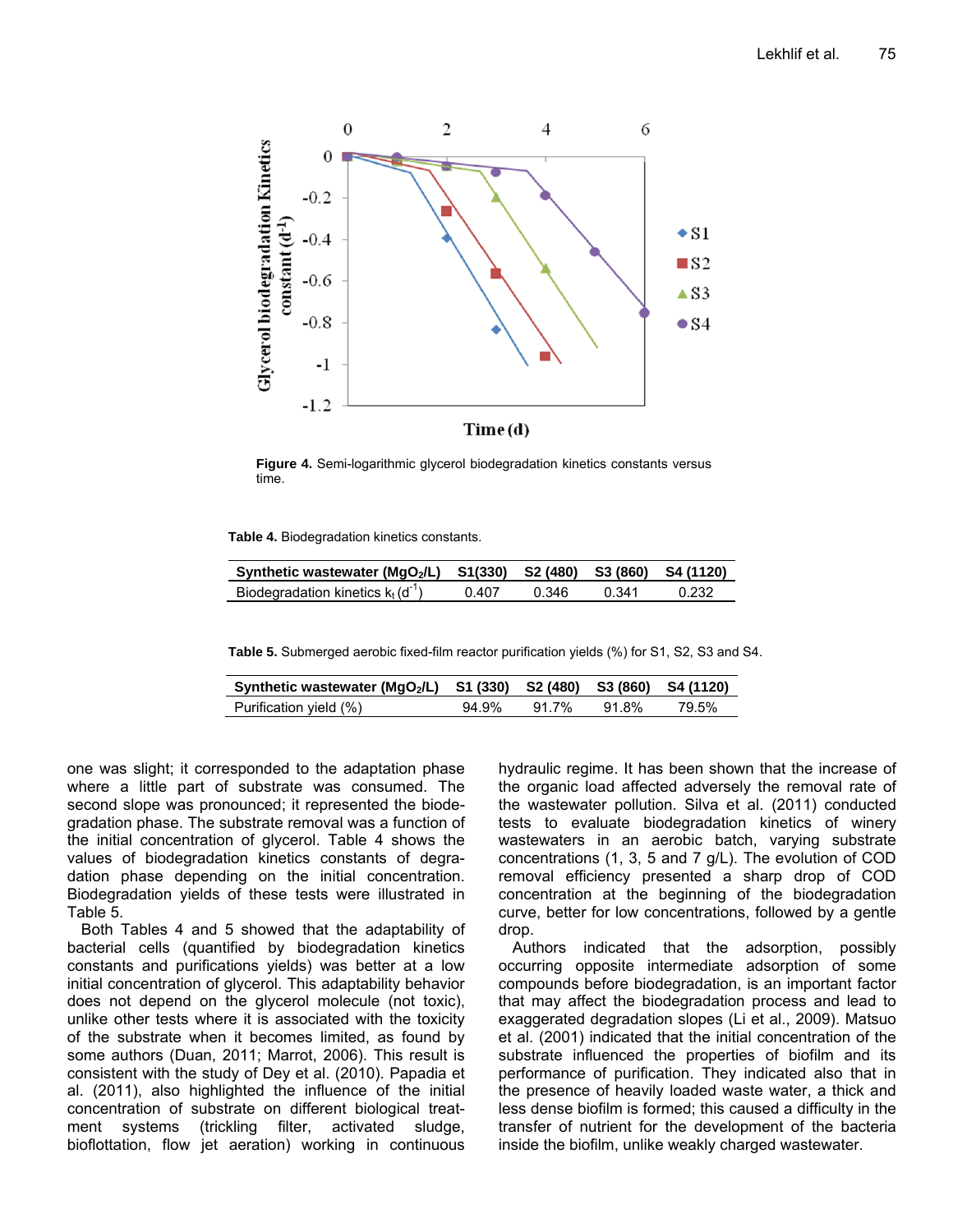Figure 4. Semi-logarithmic glycerol biodegradation kinetics constants versus time.

**Table 4.** Biodegradation kinetics constants.

| Synthetic wastewater ($MgO_2/L$) | S1(330) | S2 (480) | S3 (860) | S4 (1120) |
|---|---|---|---|---|
| Biodegradation kinetics $k_t$ ($d^{-1}$) | 0.407 | 0.346 | 0.341 | 0.232 |

**Table 5.** Submerged aerobic fixed-film reactor purification yields (%) for S1, S2, S3 and S4.

| Synthetic wastewater ($MgO_2/L$) | S1 (330) | S2 (480) | S3 (860) | S4 (1120) |
|---|---|---|---|---|
| Purification yield (%) | 94.9% | 91.7% | 91.8% | 79.5% |

one was slight; it corresponded to the adaptation phase where a little part of substrate was consumed. The second slope was pronounced; it represented the biodegradation phase. The substrate removal was a function of the initial concentration of glycerol. Table 4 shows the values of biodegradation kinetics constants of degradation phase depending on the initial concentration. Biodegradation yields of these tests were illustrated in Table 5.

Both Tables 4 and 5 showed that the adaptability of bacterial cells (quantified by biodegradation kinetics constants and purifications yields) was better at a low initial concentration of glycerol. This adaptability behavior does not depend on the glycerol molecule (not toxic), unlike other tests where it is associated with the toxicity of the substrate when it becomes limited, as found by some authors (Duan, 2011; Marrot, 2006). This result is consistent with the study of Dey et al. (2010). Papadia et al. (2011), also highlighted the influence of the initial concentration of substrate on different biological treatment systems (trickling filter, activated sludge, bioflottation, flow jet aeration) working in continuous hydraulic regime. It has been shown that the increase of the organic load affected adversely the removal rate of the wastewater pollution. Silva et al. (2011) conducted tests to evaluate biodegradation kinetics of winery wastewaters in an aerobic batch, varying substrate concentrations (1, 3, 5 and 7 g/L). The evolution of COD removal efficiency presented a sharp drop of COD concentration at the beginning of the biodegradation curve, better for low concentrations, followed by a gentle drop.

Authors indicated that the adsorption, possibly occurring opposite intermediate adsorption of some compounds before biodegradation, is an important factor that may affect the biodegradation process and lead to exaggerated degradation slopes (Li et al., 2009). Matsuo et al. (2001) indicated that the initial concentration of the substrate influenced the properties of biofilm and its performance of purification. They indicated also that in the presence of heavily loaded waste water, a thick and less dense biofilm is formed; this caused a difficulty in the transfer of nutrient for the development of the bacteria inside the biofilm, unlike weakly charged wastewater.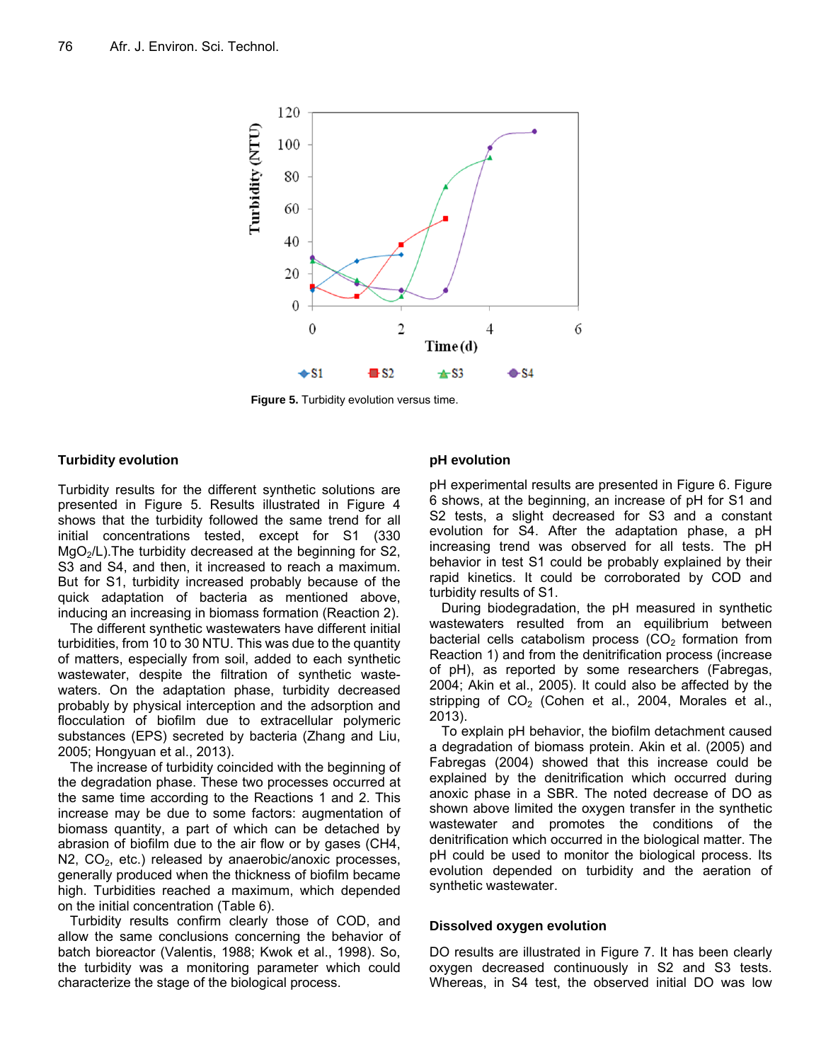Figure 5. Turbidity evolution versus time.

### Turbidity evolution

Turbidity results for the different synthetic solutions are presented in Figure 5. Results illustrated in Figure 4 shows that the turbidity followed the same trend for all initial concentrations tested, except for S1 (330 $MgO_2$/L).The turbidity decreased at the beginning for S2, S3 and S4, and then, it increased to reach a maximum. But for S1, turbidity increased probably because of the quick adaptation of bacteria as mentioned above, inducing an increasing in biomass formation (Reaction 2).

The different synthetic wastewaters have different initial turbidities, from 10 to 30 NTU. This was due to the quantity of matters, especially from soil, added to each synthetic wastewater, despite the filtration of synthetic waste-waters. On the adaptation phase, turbidity decreased probably by physical interception and the adsorption and flocculation of biofilm due to extracellular polymeric substances (EPS) secreted by bacteria (Zhang and Liu, 2005; Hongyuan et al., 2013).

The increase of turbidity coincided with the beginning of the degradation phase. These two processes occurred at the same time according to the Reactions 1 and 2. This increase may be due to some factors: augmentation of biomass quantity, a part of which can be detached by abrasion of biofilm due to the air flow or by gases (CH4, N2, $CO_2$, etc.) released by anaerobic/anoxic processes, generally produced when the thickness of biofilm became high. Turbidities reached a maximum, which depended on the initial concentration (Table 6).

Turbidity results confirm clearly those of COD, and allow the same conclusions concerning the behavior of batch bioreactor (Valentis, 1988; Kwok et al., 1998). So, the turbidity was a monitoring parameter which could characterize the stage of the biological process.

### pH evolution

pH experimental results are presented in Figure 6. Figure 6 shows, at the beginning, an increase of pH for S1 and S2 tests, a slight decreased for S3 and a constant evolution for S4. After the adaptation phase, a pH increasing trend was observed for all tests. The pH behavior in test S1 could be probably explained by their rapid kinetics. It could be corroborated by COD and turbidity results of S1.

During biodegradation, the pH measured in synthetic wastewaters resulted from an equilibrium between bacterial cells catabolism process ($CO_2$ formation from Reaction 1) and from the denitrification process (increase of pH), as reported by some researchers (Fabregas, 2004; Akin et al., 2005). It could also be affected by the stripping of $CO_2$ (Cohen et al., 2004, Morales et al., 2013).

To explain pH behavior, the biofilm detachment caused a degradation of biomass protein. Akin et al. (2005) and Fabregas (2004) showed that this increase could be explained by the denitrification which occurred during anoxic phase in a SBR. The noted decrease of DO as shown above limited the oxygen transfer in the synthetic wastewater and promotes the conditions of the denitrification which occurred in the biological matter. The pH could be used to monitor the biological process. Its evolution depended on turbidity and the aeration of synthetic wastewater.

### Dissolved oxygen evolution

DO results are illustrated in Figure 7. It has been clearly oxygen decreased continuously in S2 and S3 tests. Whereas, in S4 test, the observed initial DO was low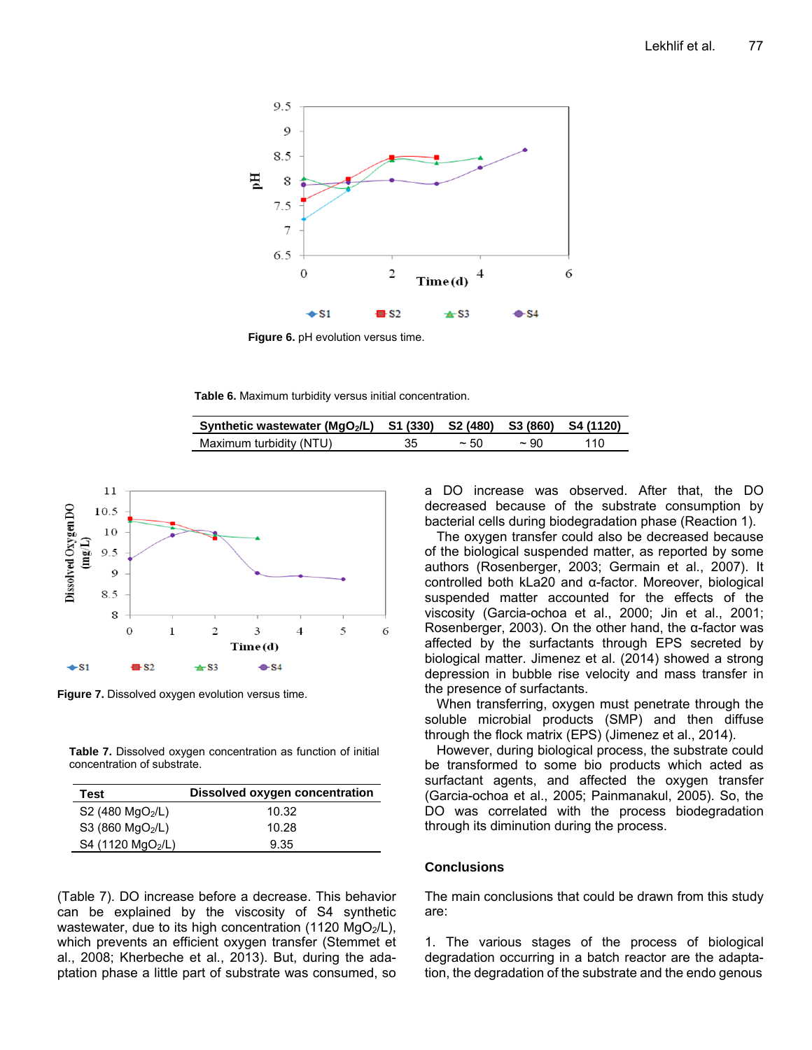Figure 6. pH evolution versus time.

Table 6. Maximum turbidity versus initial concentration.

| Synthetic wastewater ($MgO_2/L$) | S1 (330) | S2 (480) | S3 (860) | S4 (1120) |
|---|---|---|---|---|
| Maximum turbidity (NTU) | 35 | ~ 50 | ~ 90 | 110 |

Figure 7. Dissolved oxygen evolution versus time.

Table 7. Dissolved oxygen concentration as function of initial concentration of substrate.

| Test | Dissolved oxygen concentration |
|---|---|
| S2 (480 $MgO_2/L$) | 10.32 |
| S3 (860 $MgO_2/L$) | 10.28 |
| S4 (1120 $MgO_2/L$) | 9.35 |

(Table 7). DO increase before a decrease. This behavior can be explained by the viscosity of S4 synthetic wastewater, due to its high concentration (1120 $MgO_2/L$), which prevents an efficient oxygen transfer (Stemmet et al., 2008; Kherbeche et al., 2013). But, during the adaptation phase a little part of substrate was consumed, so a DO increase was observed. After that, the DO decreased because of the substrate consumption by bacterial cells during biodegradation phase (Reaction 1).

The oxygen transfer could also be decreased because of the biological suspended matter, as reported by some authors (Rosenberger, 2003; Germain et al., 2007). It controlled both kLa20 and α-factor. Moreover, biological suspended matter accounted for the effects of the viscosity (Garcia-ochoa et al., 2000; Jin et al., 2001; Rosenberger, 2003). On the other hand, the α-factor was affected by the surfactants through EPS secreted by biological matter. Jimenez et al. (2014) showed a strong depression in bubble rise velocity and mass transfer in the presence of surfactants.

When transferring, oxygen must penetrate through the soluble microbial products (SMP) and then diffuse through the flock matrix (EPS) (Jimenez et al., 2014).

However, during biological process, the substrate could be transformed to some bio products which acted as surfactant agents, and affected the oxygen transfer (Garcia-ochoa et al., 2005; Painmanakul, 2005). So, the DO was correlated with the process biodegradation through its diminution during the process.

## Conclusions

The main conclusions that could be drawn from this study are:

1. The various stages of the process of biological degradation occurring in a batch reactor are the adaptation, the degradation of the substrate and the endo genous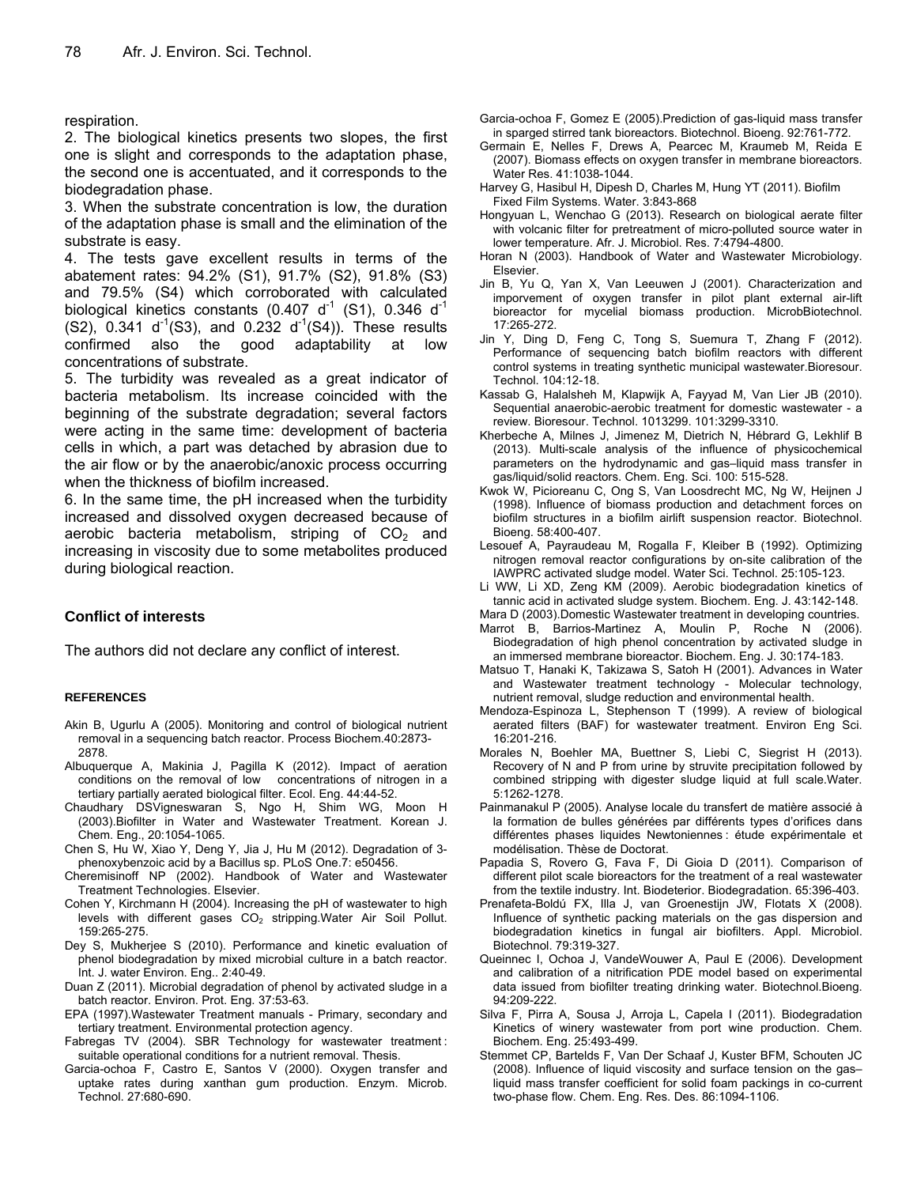respiration.

2. The biological kinetics presents two slopes, the first one is slight and corresponds to the adaptation phase, the second one is accentuated, and it corresponds to the biodegradation phase.

3. When the substrate concentration is low, the duration of the adaptation phase is small and the elimination of the substrate is easy.

4. The tests gave excellent results in terms of the abatement rates: 94.2% (S1), 91.7% (S2), 91.8% (S3) and 79.5% (S4) which corroborated with calculated biological kinetics constants (0.407 $d^{-1}$ (S1), 0.346 $d^{-1}$ (S2), 0.341 $d^{-1}$(S3), and 0.232 $d^{-1}$(S4)). These results confirmed also the good adaptability at low concentrations of substrate.

5. The turbidity was revealed as a great indicator of bacteria metabolism. Its increase coincided with the beginning of the substrate degradation; several factors were acting in the same time: development of bacteria cells in which, a part was detached by abrasion due to the air flow or by the anaerobic/anoxic process occurring when the thickness of biofilm increased.

6. In the same time, the pH increased when the turbidity increased and dissolved oxygen decreased because of aerobic bacteria metabolism, striping of $CO_2$ and increasing in viscosity due to some metabolites produced during biological reaction.

## Conflict of interests

The authors did not declare any conflict of interest.

### REFERENCES

Akin B, Ugurlu A (2005). Monitoring and control of biological nutrient removal in a sequencing batch reactor. Process Biochem.40:2873-2878.

Albuquerque A, Makinia J, Pagilla K (2012). Impact of aeration conditions on the removal of low concentrations of nitrogen in a tertiary partially aerated biological filter. Ecol. Eng. 44:44-52.

Chaudhary DSVigneswaran S, Ngo H, Shim WG, Moon H (2003).Biofilter in Water and Wastewater Treatment. Korean J. Chem. Eng., 20:1054-1065.

Chen S, Hu W, Xiao Y, Deng Y, Jia J, Hu M (2012). Degradation of 3-phenoxybenzoic acid by a Bacillus sp. PLoS One.7: e50456.

Cheremisinoff NP (2002). Handbook of Water and Wastewater Treatment Technologies. Elsevier.

Cohen Y, Kirchmann H (2004). Increasing the pH of wastewater to high levels with different gases $CO_2$ stripping.Water Air Soil Pollut. 159:265-275.

Dey S, Mukherjee S (2010). Performance and kinetic evaluation of phenol biodegradation by mixed microbial culture in a batch reactor. Int. J. water Environ. Eng.. 2:40-49.

Duan Z (2011). Microbial degradation of phenol by activated sludge in a batch reactor. Environ. Prot. Eng. 37:53-63.

EPA (1997).Wastewater Treatment manuals - Primary, secondary and tertiary treatment. Environmental protection agency.

Fabregas TV (2004). SBR Technology for wastewater treatment : suitable operational conditions for a nutrient removal. Thesis.

Garcia-ochoa F, Castro E, Santos V (2000). Oxygen transfer and uptake rates during xanthan gum production. Enzym. Microb. Technol. 27:680-690.

Garcia-ochoa F, Gomez E (2005).Prediction of gas-liquid mass transfer in sparged stirred tank bioreactors. Biotechnol. Bioeng. 92:761-772.

Germain E, Nelles F, Drews A, Pearcec M, Kraumeb M, Reida E (2007). Biomass effects on oxygen transfer in membrane bioreactors. Water Res. 41:1038-1044.

Harvey G, Hasibul H, Dipesh D, Charles M, Hung YT (2011). Biofilm Fixed Film Systems. Water. 3:843-868

Hongyuan L, Wenchao G (2013). Research on biological aerate filter with volcanic filter for pretreatment of micro-polluted source water in lower temperature. Afr. J. Microbiol. Res. 7:4794-4800.

Horan N (2003). Handbook of Water and Wastewater Microbiology. Elsevier.

Jin B, Yu Q, Yan X, Van Leeuwen J (2001). Characterization and imporvement of oxygen transfer in pilot plant external air-lift bioreactor for mycelial biomass production. MicrobBiotechnol. 17:265-272.

Jin Y, Ding D, Feng C, Tong S, Suemura T, Zhang F (2012). Performance of sequencing batch biofilm reactors with different control systems in treating synthetic municipal wastewater.Bioresour. Technol. 104:12-18.

Kassab G, Halalsheh M, Klapwijk A, Fayyad M, Van Lier JB (2010). Sequential anaerobic-aerobic treatment for domestic wastewater - a review. Bioresour. Technol. 1013299. 101:3299-3310.

Kherbeche A, Milnes J, Jimenez M, Dietrich N, Hébrard G, Lekhlif B (2013). Multi-scale analysis of the influence of physicochemical parameters on the hydrodynamic and gas–liquid mass transfer in gas/liquid/solid reactors. Chem. Eng. Sci. 100: 515-528.

Kwok W, Picioreanu C, Ong S, Van Loosdrecht MC, Ng W, Heijnen J (1998). Influence of biomass production and detachment forces on biofilm structures in a biofilm airlift suspension reactor. Biotechnol. Bioeng. 58:400-407.

Lesouef A, Payraudeau M, Rogalla F, Kleiber B (1992). Optimizing nitrogen removal reactor configurations by on-site calibration of the IAWPRC activated sludge model. Water Sci. Technol. 25:105-123.

Li WW, Li XD, Zeng KM (2009). Aerobic biodegradation kinetics of tannic acid in activated sludge system. Biochem. Eng. J. 43:142-148.

Mara D (2003).Domestic Wastewater treatment in developing countries.

Marrot B, Barrios-Martinez A, Moulin P, Roche N (2006). Biodegradation of high phenol concentration by activated sludge in an immersed membrane bioreactor. Biochem. Eng. J. 30:174-183.

Matsuo T, Hanaki K, Takizawa S, Satoh H (2001). Advances in Water and Wastewater treatment technology - Molecular technology, nutrient removal, sludge reduction and environmental health.

Mendoza-Espinoza L, Stephenson T (1999). A review of biological aerated filters (BAF) for wastewater treatment. Environ Eng Sci. 16:201-216.

Morales N, Boehler MA, Buettner S, Liebi C, Siegrist H (2013). Recovery of N and P from urine by struvite precipitation followed by combined stripping with digester sludge liquid at full scale.Water. 5:1262-1278.

Painmanakul P (2005). Analyse locale du transfert de matière associé à la formation de bulles générées par différents types d'orifices dans différentes phases liquides Newtoniennes : étude expérimentale et modélisation. Thèse de Doctorat.

Papadia S, Rovero G, Fava F, Di Gioia D (2011). Comparison of different pilot scale bioreactors for the treatment of a real wastewater from the textile industry. Int. Biodeterior. Biodegradation. 65:396-403.

Prenafeta-Boldú FX, Illa J, van Groenestijn JW, Flotats X (2008). Influence of synthetic packing materials on the gas dispersion and biodegradation kinetics in fungal air biofilters. Appl. Microbiol. Biotechnol. 79:319-327.

Queinnec I, Ochoa J, VandeWouwer A, Paul E (2006). Development and calibration of a nitrification PDE model based on experimental data issued from biofilter treating drinking water. Biotechnol.Bioeng. 94:209-222.

Silva F, Pirra A, Sousa J, Arroja L, Capela I (2011). Biodegradation Kinetics of winery wastewater from port wine production. Chem. Biochem. Eng. 25:493-499.

Stemmet CP, Bartelds F, Van Der Schaaf J, Kuster BFM, Schouten JC (2008). Influence of liquid viscosity and surface tension on the gas–liquid mass transfer coefficient for solid foam packings in co-current two-phase flow. Chem. Eng. Res. Des. 86:1094-1106.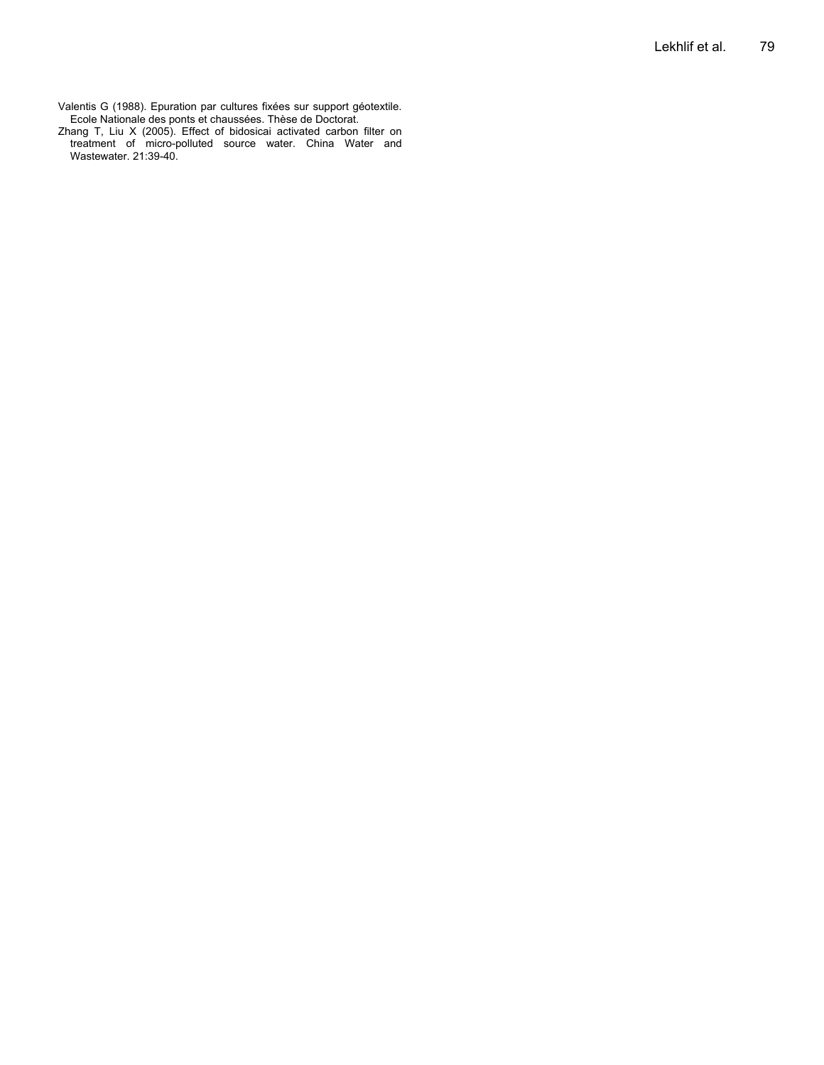Valentis G (1988). Epuration par cultures fixées sur support géotextile. Ecole Nationale des ponts et chaussées. Thèse de Doctorat.

Zhang T, Liu X (2005). Effect of bidosicai activated carbon filter on treatment of micro-polluted source water. China Water and Wastewater. 21:39-40.